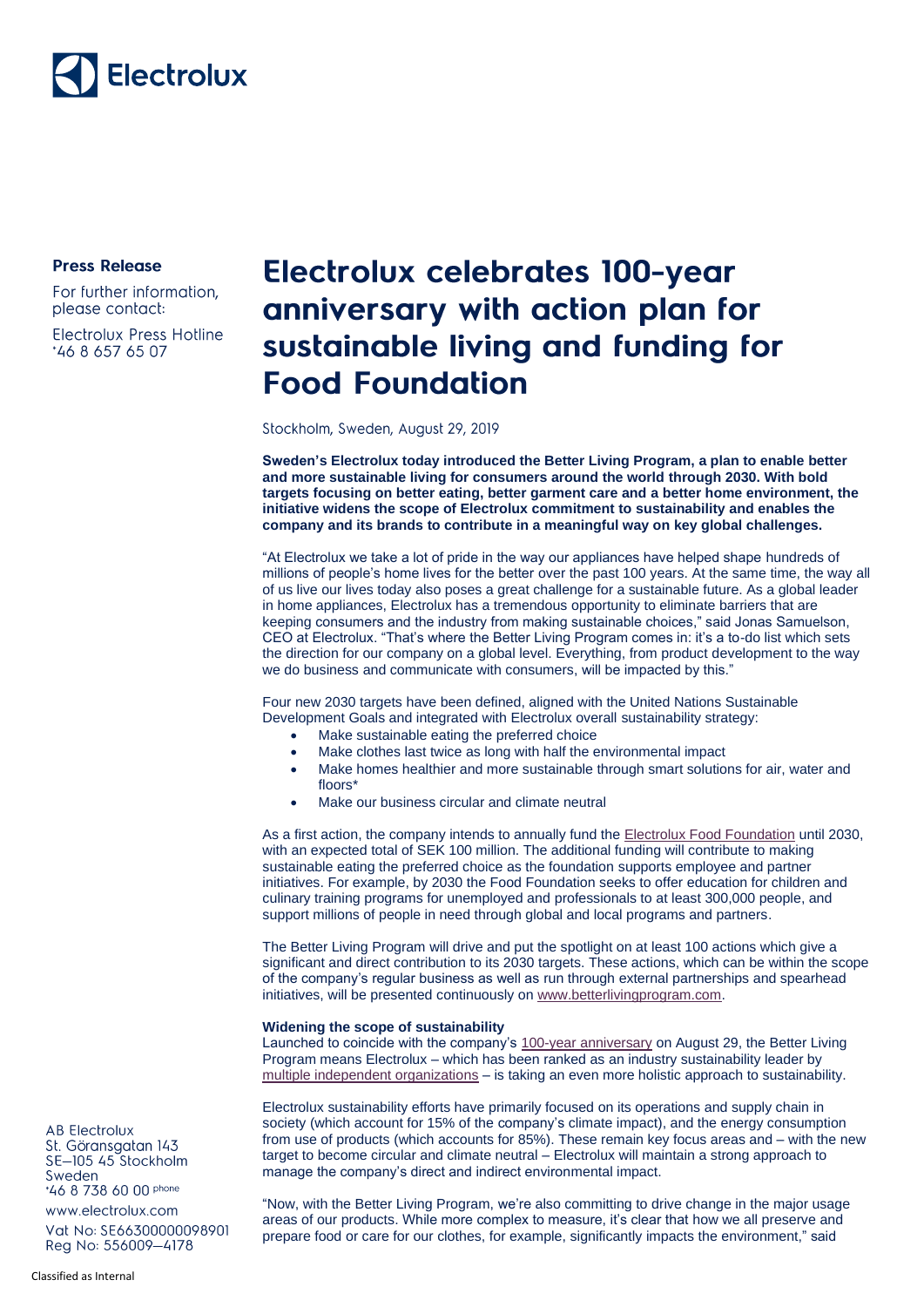Electrolux

**Press Release**

For further information, please contact:

Electrolux Press Hotline
+46 8 657 65 07

# Electrolux celebrates 100-year anniversary with action plan for sustainable living and funding for Food Foundation

Stockholm, Sweden, August 29, 2019

**Sweden's Electrolux today introduced the Better Living Program, a plan to enable better and more sustainable living for consumers around the world through 2030. With bold targets focusing on better eating, better garment care and a better home environment, the initiative widens the scope of Electrolux commitment to sustainability and enables the company and its brands to contribute in a meaningful way on key global challenges.**

"At Electrolux we take a lot of pride in the way our appliances have helped shape hundreds of millions of people's home lives for the better over the past 100 years. At the same time, the way all of us live our lives today also poses a great challenge for a sustainable future. As a global leader in home appliances, Electrolux has a tremendous opportunity to eliminate barriers that are keeping consumers and the industry from making sustainable choices," said Jonas Samuelson, CEO at Electrolux. "That's where the Better Living Program comes in: it's a to-do list which sets the direction for our company on a global level. Everything, from product development to the way we do business and communicate with consumers, will be impacted by this."

Four new 2030 targets have been defined, aligned with the United Nations Sustainable Development Goals and integrated with Electrolux overall sustainability strategy:

- Make sustainable eating the preferred choice
- Make clothes last twice as long with half the environmental impact
- Make homes healthier and more sustainable through smart solutions for air, water and floors*
- Make our business circular and climate neutral

As a first action, the company intends to annually fund the Electrolux Food Foundation until 2030, with an expected total of SEK 100 million. The additional funding will contribute to making sustainable eating the preferred choice as the foundation supports employee and partner initiatives. For example, by 2030 the Food Foundation seeks to offer education for children and culinary training programs for unemployed and professionals to at least 300,000 people, and support millions of people in need through global and local programs and partners.

The Better Living Program will drive and put the spotlight on at least 100 actions which give a significant and direct contribution to its 2030 targets. These actions, which can be within the scope of the company's regular business as well as run through external partnerships and spearhead initiatives, will be presented continuously on www.betterlivingprogram.com.

**Widening the scope of sustainability**

Launched to coincide with the company's 100-year anniversary on August 29, the Better Living Program means Electrolux – which has been ranked as an industry sustainability leader by multiple independent organizations – is taking an even more holistic approach to sustainability.

Electrolux sustainability efforts have primarily focused on its operations and supply chain in society (which account for 15% of the company's climate impact), and the energy consumption from use of products (which accounts for 85%). These remain key focus areas and – with the new target to become circular and climate neutral – Electrolux will maintain a strong approach to manage the company's direct and indirect environmental impact.

"Now, with the Better Living Program, we're also committing to drive change in the major usage areas of our products. While more complex to measure, it's clear that how we all preserve and prepare food or care for our clothes, for example, significantly impacts the environment," said

AB Electrolux
St. Göransgatan 143
SE–105 45 Stockholm
Sweden
+46 8 738 60 00 phone
www.electrolux.com
Vat No: SE663000000098901
Reg No: 556009–4178

Classified as Internal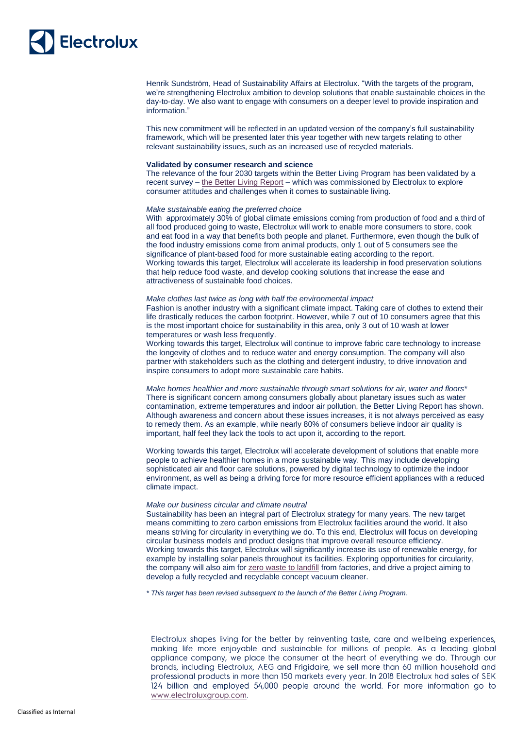Henrik Sundström, Head of Sustainability Affairs at Electrolux. "With the targets of the program, we're strengthening Electrolux ambition to develop solutions that enable sustainable choices in the day-to-day. We also want to engage with consumers on a deeper level to provide inspiration and information."

This new commitment will be reflected in an updated version of the company's full sustainability framework, which will be presented later this year together with new targets relating to other relevant sustainability issues, such as an increased use of recycled materials.

**Validated by consumer research and science**

The relevance of the four 2030 targets within the Better Living Program has been validated by a recent survey – the Better Living Report – which was commissioned by Electrolux to explore consumer attitudes and challenges when it comes to sustainable living.

*Make sustainable eating the preferred choice*

With approximately 30% of global climate emissions coming from production of food and a third of all food produced going to waste, Electrolux will work to enable more consumers to store, cook and eat food in a way that benefits both people and planet. Furthermore, even though the bulk of the food industry emissions come from animal products, only 1 out of 5 consumers see the significance of plant-based food for more sustainable eating according to the report.
Working towards this target, Electrolux will accelerate its leadership in food preservation solutions that help reduce food waste, and develop cooking solutions that increase the ease and attractiveness of sustainable food choices.

*Make clothes last twice as long with half the environmental impact*

Fashion is another industry with a significant climate impact. Taking care of clothes to extend their life drastically reduces the carbon footprint. However, while 7 out of 10 consumers agree that this is the most important choice for sustainability in this area, only 3 out of 10 wash at lower temperatures or wash less frequently.
Working towards this target, Electrolux will continue to improve fabric care technology to increase the longevity of clothes and to reduce water and energy consumption. The company will also partner with stakeholders such as the clothing and detergent industry, to drive innovation and inspire consumers to adopt more sustainable care habits.

*Make homes healthier and more sustainable through smart solutions for air, water and floors**

There is significant concern among consumers globally about planetary issues such as water contamination, extreme temperatures and indoor air pollution, the Better Living Report has shown. Although awareness and concern about these issues increases, it is not always perceived as easy to remedy them. As an example, while nearly 80% of consumers believe indoor air quality is important, half feel they lack the tools to act upon it, according to the report.

Working towards this target, Electrolux will accelerate development of solutions that enable more people to achieve healthier homes in a more sustainable way. This may include developing sophisticated air and floor care solutions, powered by digital technology to optimize the indoor environment, as well as being a driving force for more resource efficient appliances with a reduced climate impact.

*Make our business circular and climate neutral*

Sustainability has been an integral part of Electrolux strategy for many years. The new target means committing to zero carbon emissions from Electrolux facilities around the world. It also means striving for circularity in everything we do. To this end, Electrolux will focus on developing circular business models and product designs that improve overall resource efficiency.
Working towards this target, Electrolux will significantly increase its use of renewable energy, for example by installing solar panels throughout its facilities. Exploring opportunities for circularity, the company will also aim for zero waste to landfill from factories, and drive a project aiming to develop a fully recycled and recyclable concept vacuum cleaner.

*\* This target has been revised subsequent to the launch of the Better Living Program.*

Electrolux shapes living for the better by reinventing taste, care and wellbeing experiences, making life more enjoyable and sustainable for millions of people. As a leading global appliance company, we place the consumer at the heart of everything we do. Through our brands, including Electrolux, AEG and Frigidaire, we sell more than 60 million household and professional products in more than 150 markets every year. In 2018 Electrolux had sales of SEK 124 billion and employed 54,000 people around the world. For more information go to www.electroluxgroup.com.

Classified as Internal